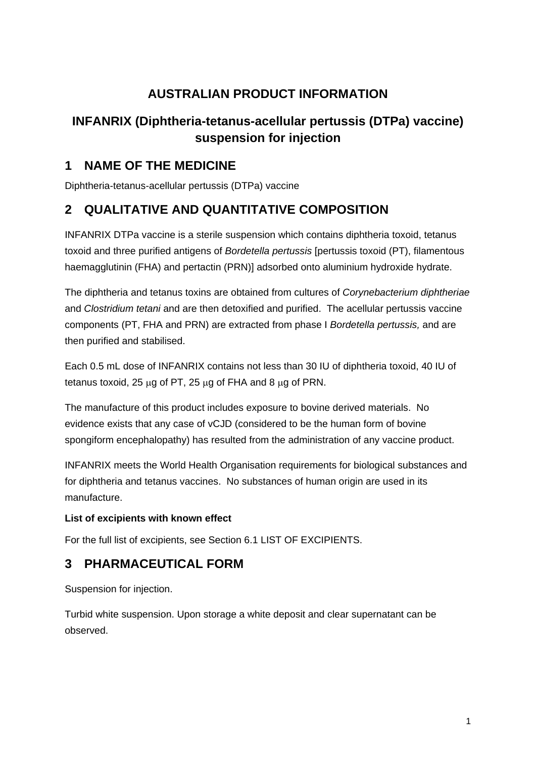# AUSTRALIAN PRODUCT INFORMATION

## INFANRIX (Diphtheria-tetanus-acellular pertussis (DTPa) vaccine) suspension for injection

## 1 NAME OF THE MEDICINE

Diphtheria-tetanus-acellular pertussis (DTPa) vaccine

## 2 QUALITATIVE AND QUANTITATIVE COMPOSITION

INFANRIX DTPa vaccine is a sterile suspension which contains diphtheria toxoid, tetanus toxoid and three purified antigens of *Bordetella pertussis* [pertussis toxoid (PT), filamentous haemagglutinin (FHA) and pertactin (PRN)] adsorbed onto aluminium hydroxide hydrate.

The diphtheria and tetanus toxins are obtained from cultures of *Corynebacterium diphtheriae* and *Clostridium tetani* and are then detoxified and purified. The acellular pertussis vaccine components (PT, FHA and PRN) are extracted from phase I *Bordetella pertussis,* and are then purified and stabilised.

Each 0.5 mL dose of INFANRIX contains not less than 30 IU of diphtheria toxoid, 40 IU of tetanus toxoid, 25 μg of PT, 25 μg of FHA and 8 μg of PRN.

The manufacture of this product includes exposure to bovine derived materials. No evidence exists that any case of vCJD (considered to be the human form of bovine spongiform encephalopathy) has resulted from the administration of any vaccine product.

INFANRIX meets the World Health Organisation requirements for biological substances and for diphtheria and tetanus vaccines. No substances of human origin are used in its manufacture.

**List of excipients with known effect**

For the full list of excipients, see Section 6.1 LIST OF EXCIPIENTS.

## 3 PHARMACEUTICAL FORM

Suspension for injection.

Turbid white suspension. Upon storage a white deposit and clear supernatant can be observed.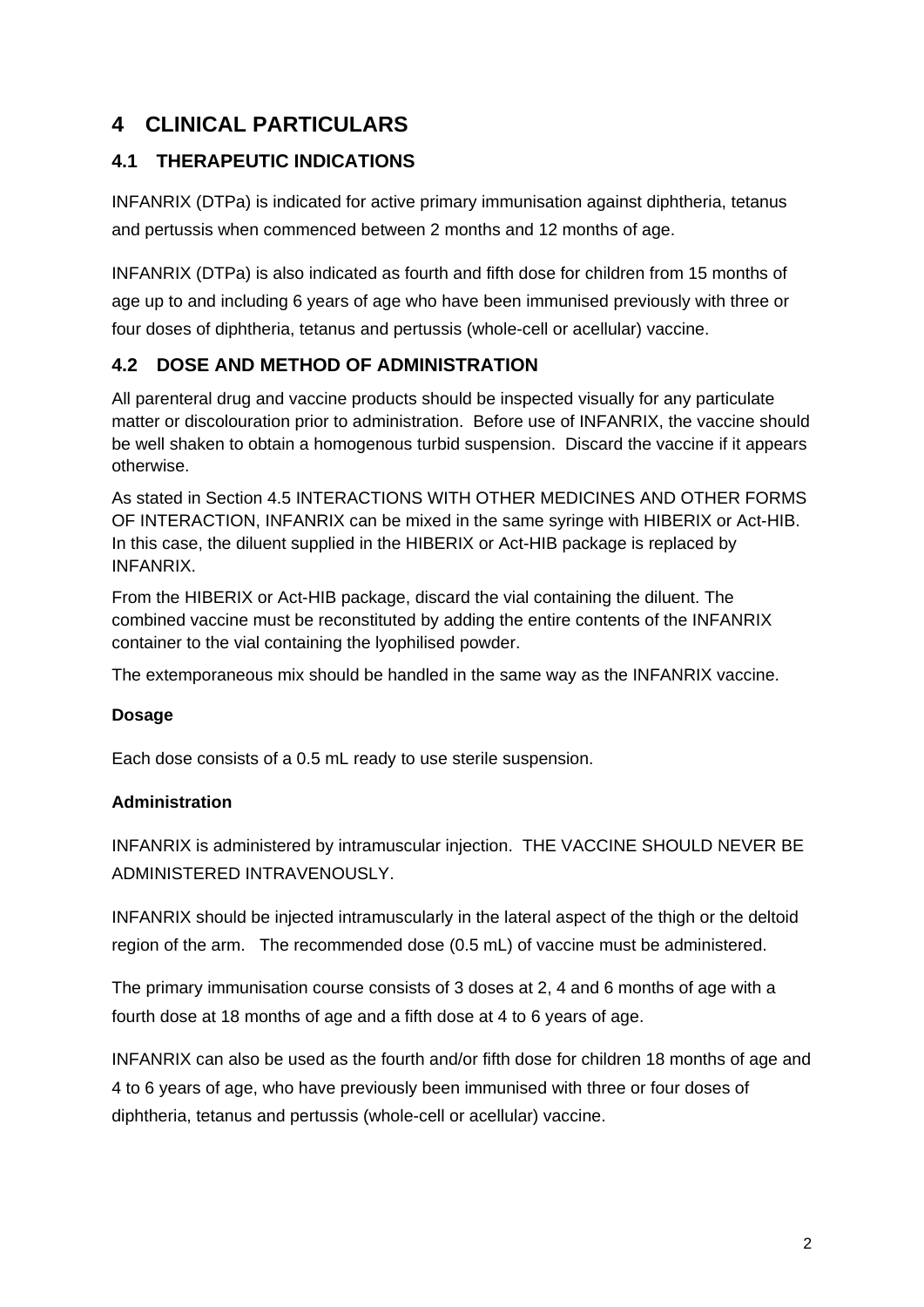# 4 CLINICAL PARTICULARS

## 4.1 THERAPEUTIC INDICATIONS

INFANRIX (DTPa) is indicated for active primary immunisation against diphtheria, tetanus and pertussis when commenced between 2 months and 12 months of age.

INFANRIX (DTPa) is also indicated as fourth and fifth dose for children from 15 months of age up to and including 6 years of age who have been immunised previously with three or four doses of diphtheria, tetanus and pertussis (whole-cell or acellular) vaccine.

## 4.2 DOSE AND METHOD OF ADMINISTRATION

All parenteral drug and vaccine products should be inspected visually for any particulate matter or discolouration prior to administration. Before use of INFANRIX, the vaccine should be well shaken to obtain a homogenous turbid suspension. Discard the vaccine if it appears otherwise.

As stated in Section 4.5 INTERACTIONS WITH OTHER MEDICINES AND OTHER FORMS OF INTERACTION, INFANRIX can be mixed in the same syringe with HIBERIX or Act-HIB. In this case, the diluent supplied in the HIBERIX or Act-HIB package is replaced by INFANRIX.

From the HIBERIX or Act-HIB package, discard the vial containing the diluent. The combined vaccine must be reconstituted by adding the entire contents of the INFANRIX container to the vial containing the lyophilised powder.

The extemporaneous mix should be handled in the same way as the INFANRIX vaccine.

**Dosage**

Each dose consists of a 0.5 mL ready to use sterile suspension.

**Administration**

INFANRIX is administered by intramuscular injection. THE VACCINE SHOULD NEVER BE ADMINISTERED INTRAVENOUSLY.

INFANRIX should be injected intramuscularly in the lateral aspect of the thigh or the deltoid region of the arm. The recommended dose (0.5 mL) of vaccine must be administered.

The primary immunisation course consists of 3 doses at 2, 4 and 6 months of age with a fourth dose at 18 months of age and a fifth dose at 4 to 6 years of age.

INFANRIX can also be used as the fourth and/or fifth dose for children 18 months of age and 4 to 6 years of age, who have previously been immunised with three or four doses of diphtheria, tetanus and pertussis (whole-cell or acellular) vaccine.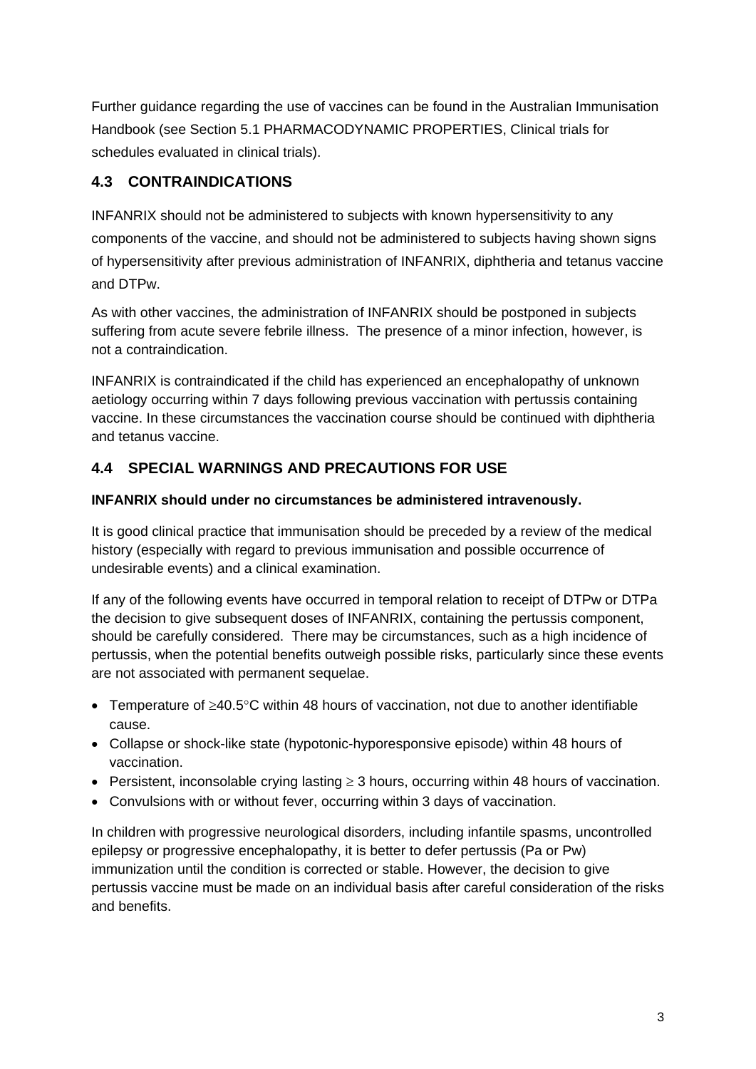Further guidance regarding the use of vaccines can be found in the Australian Immunisation Handbook (see Section 5.1 PHARMACODYNAMIC PROPERTIES, Clinical trials for schedules evaluated in clinical trials).

## 4.3 CONTRAINDICATIONS

INFANRIX should not be administered to subjects with known hypersensitivity to any components of the vaccine, and should not be administered to subjects having shown signs of hypersensitivity after previous administration of INFANRIX, diphtheria and tetanus vaccine and DTPw.

As with other vaccines, the administration of INFANRIX should be postponed in subjects suffering from acute severe febrile illness. The presence of a minor infection, however, is not a contraindication.

INFANRIX is contraindicated if the child has experienced an encephalopathy of unknown aetiology occurring within 7 days following previous vaccination with pertussis containing vaccine. In these circumstances the vaccination course should be continued with diphtheria and tetanus vaccine.

## 4.4 SPECIAL WARNINGS AND PRECAUTIONS FOR USE

**INFANRIX should under no circumstances be administered intravenously.**

It is good clinical practice that immunisation should be preceded by a review of the medical history (especially with regard to previous immunisation and possible occurrence of undesirable events) and a clinical examination.

If any of the following events have occurred in temporal relation to receipt of DTPw or DTPa the decision to give subsequent doses of INFANRIX, containing the pertussis component, should be carefully considered. There may be circumstances, such as a high incidence of pertussis, when the potential benefits outweigh possible risks, particularly since these events are not associated with permanent sequelae.

- Temperature of ≥40.5°C within 48 hours of vaccination, not due to another identifiable cause.
- Collapse or shock-like state (hypotonic-hyporesponsive episode) within 48 hours of vaccination.
- Persistent, inconsolable crying lasting ≥ 3 hours, occurring within 48 hours of vaccination.
- Convulsions with or without fever, occurring within 3 days of vaccination.

In children with progressive neurological disorders, including infantile spasms, uncontrolled epilepsy or progressive encephalopathy, it is better to defer pertussis (Pa or Pw) immunization until the condition is corrected or stable. However, the decision to give pertussis vaccine must be made on an individual basis after careful consideration of the risks and benefits.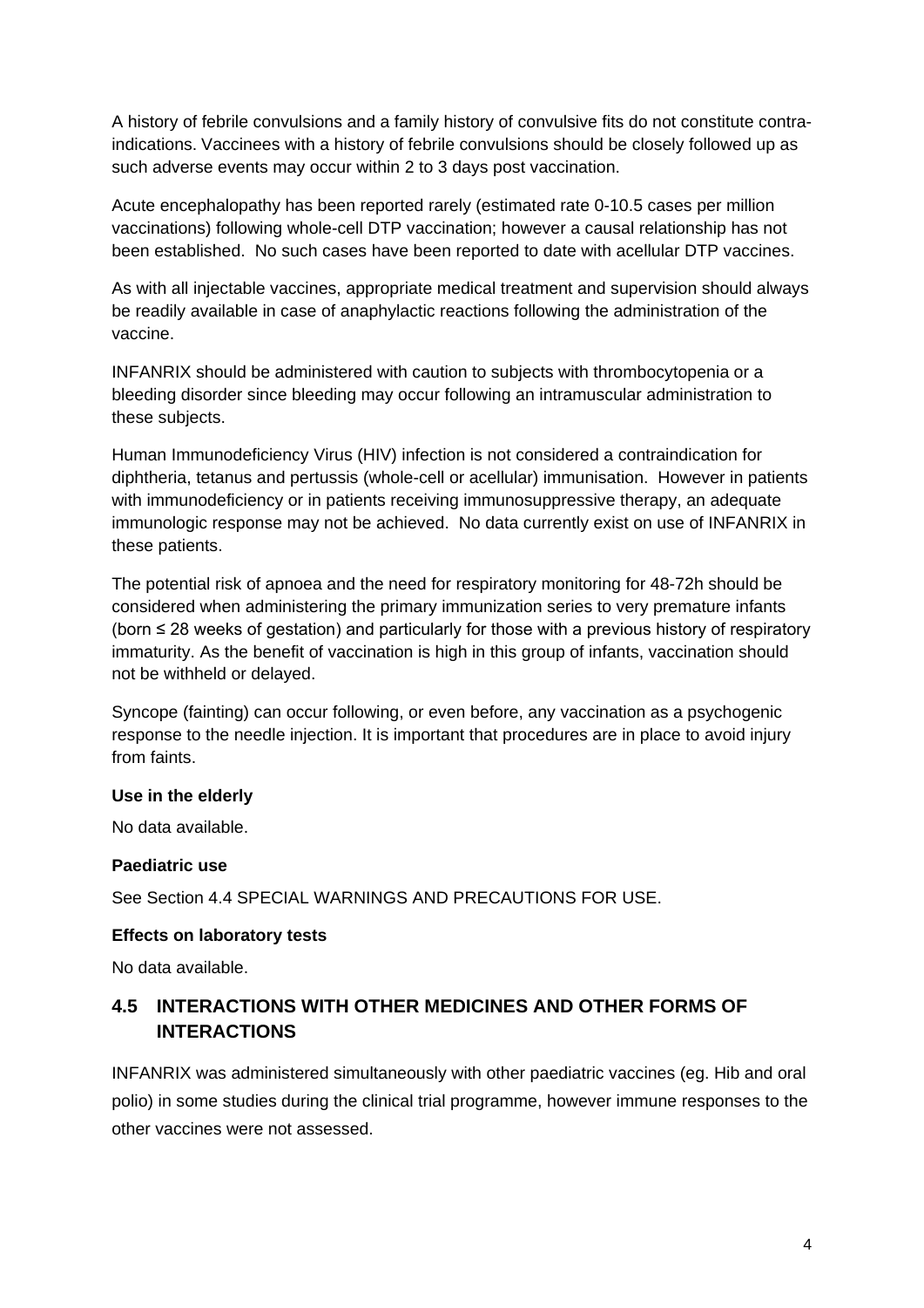A history of febrile convulsions and a family history of convulsive fits do not constitute contra-indications. Vaccinees with a history of febrile convulsions should be closely followed up as such adverse events may occur within 2 to 3 days post vaccination.

Acute encephalopathy has been reported rarely (estimated rate 0-10.5 cases per million vaccinations) following whole-cell DTP vaccination; however a causal relationship has not been established. No such cases have been reported to date with acellular DTP vaccines.

As with all injectable vaccines, appropriate medical treatment and supervision should always be readily available in case of anaphylactic reactions following the administration of the vaccine.

INFANRIX should be administered with caution to subjects with thrombocytopenia or a bleeding disorder since bleeding may occur following an intramuscular administration to these subjects.

Human Immunodeficiency Virus (HIV) infection is not considered a contraindication for diphtheria, tetanus and pertussis (whole-cell or acellular) immunisation. However in patients with immunodeficiency or in patients receiving immunosuppressive therapy, an adequate immunologic response may not be achieved. No data currently exist on use of INFANRIX in these patients.

The potential risk of apnoea and the need for respiratory monitoring for 48-72h should be considered when administering the primary immunization series to very premature infants (born ≤ 28 weeks of gestation) and particularly for those with a previous history of respiratory immaturity. As the benefit of vaccination is high in this group of infants, vaccination should not be withheld or delayed.

Syncope (fainting) can occur following, or even before, any vaccination as a psychogenic response to the needle injection. It is important that procedures are in place to avoid injury from faints.

**Use in the elderly**

No data available.

**Paediatric use**

See Section 4.4 SPECIAL WARNINGS AND PRECAUTIONS FOR USE.

**Effects on laboratory tests**

No data available.

## 4.5 INTERACTIONS WITH OTHER MEDICINES AND OTHER FORMS OF INTERACTIONS

INFANRIX was administered simultaneously with other paediatric vaccines (eg. Hib and oral polio) in some studies during the clinical trial programme, however immune responses to the other vaccines were not assessed.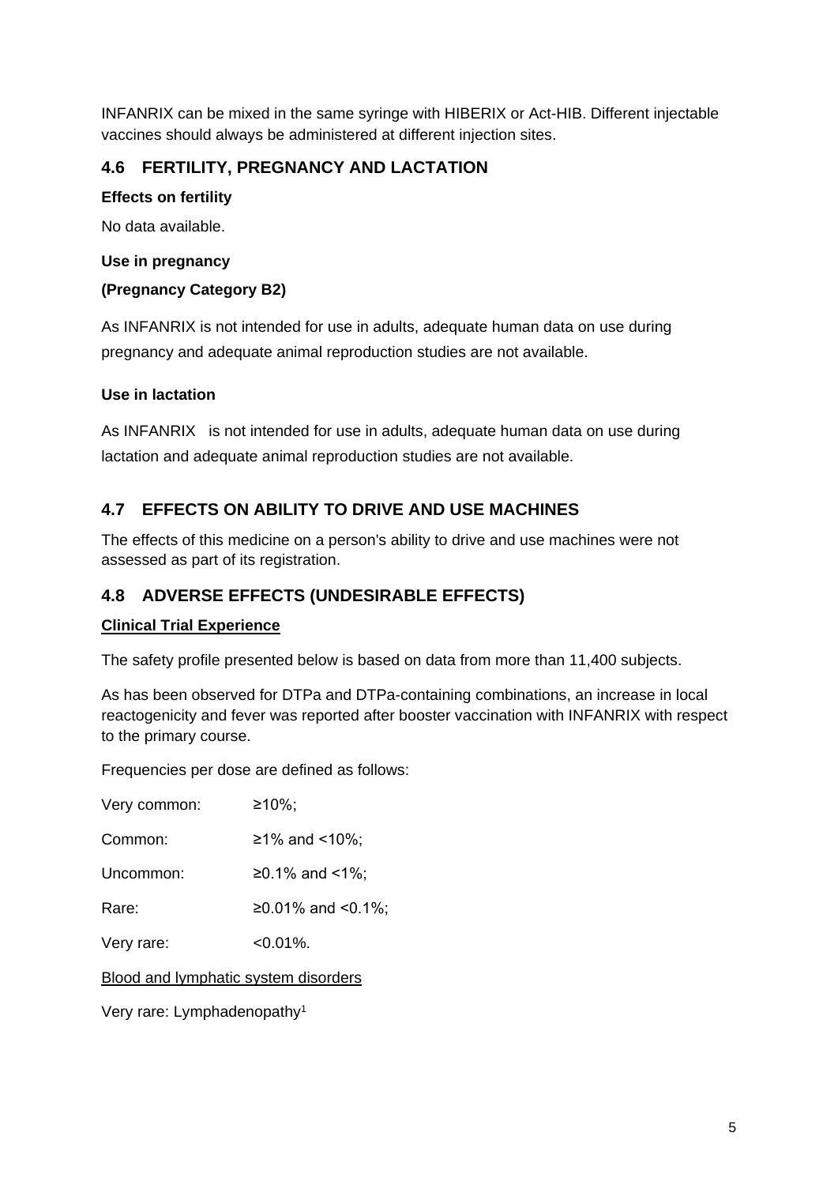INFANRIX can be mixed in the same syringe with HIBERIX or Act-HIB. Different injectable vaccines should always be administered at different injection sites.

## 4.6 FERTILITY, PREGNANCY AND LACTATION

**Effects on fertility**

No data available.

**Use in pregnancy**

**(Pregnancy Category B2)**

As INFANRIX is not intended for use in adults, adequate human data on use during pregnancy and adequate animal reproduction studies are not available.

**Use in lactation**

As INFANRIX is not intended for use in adults, adequate human data on use during lactation and adequate animal reproduction studies are not available.

## 4.7 EFFECTS ON ABILITY TO DRIVE AND USE MACHINES

The effects of this medicine on a person's ability to drive and use machines were not assessed as part of its registration.

## 4.8 ADVERSE EFFECTS (UNDESIRABLE EFFECTS)

**Clinical Trial Experience**

The safety profile presented below is based on data from more than 11,400 subjects.

As has been observed for DTPa and DTPa-containing combinations, an increase in local reactogenicity and fever was reported after booster vaccination with INFANRIX with respect to the primary course.

Frequencies per dose are defined as follows:

Very common: ≥10%;

Common: ≥1% and <10%;

Uncommon: ≥0.1% and <1%;

Rare: ≥0.01% and <0.1%;

Very rare: <0.01%.

Blood and lymphatic system disorders

Very rare: Lymphadenopathy[1]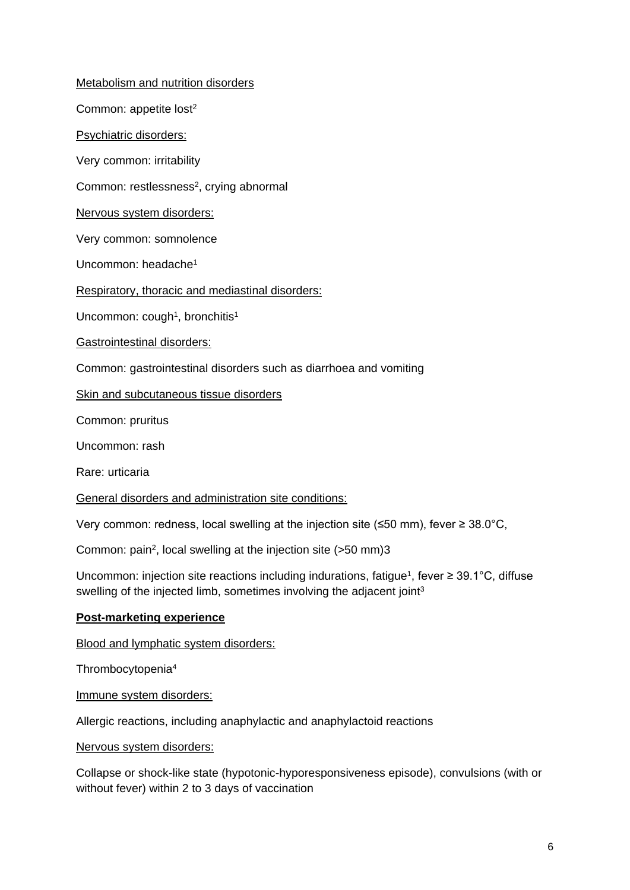Metabolism and nutrition disorders

Common: appetite lost[2]

Psychiatric disorders:

Very common: irritability

Common: restlessness[2], crying abnormal

Nervous system disorders:

Very common: somnolence

Uncommon: headache[1]

Respiratory, thoracic and mediastinal disorders:

Uncommon: cough[1], bronchitis[1]

Gastrointestinal disorders:

Common: gastrointestinal disorders such as diarrhoea and vomiting

Skin and subcutaneous tissue disorders

Common: pruritus

Uncommon: rash

Rare: urticaria

General disorders and administration site conditions:

Very common: redness, local swelling at the injection site (≤50 mm), fever ≥ 38.0°C,

Common: pain[2], local swelling at the injection site (>50 mm)3

Uncommon: injection site reactions including indurations, fatigue[1], fever ≥ 39.1°C, diffuse swelling of the injected limb, sometimes involving the adjacent joint[3]

**Post-marketing experience**

Blood and lymphatic system disorders:

Thrombocytopenia[4]

Immune system disorders:

Allergic reactions, including anaphylactic and anaphylactoid reactions

Nervous system disorders:

Collapse or shock-like state (hypotonic-hyporesponsiveness episode), convulsions (with or without fever) within 2 to 3 days of vaccination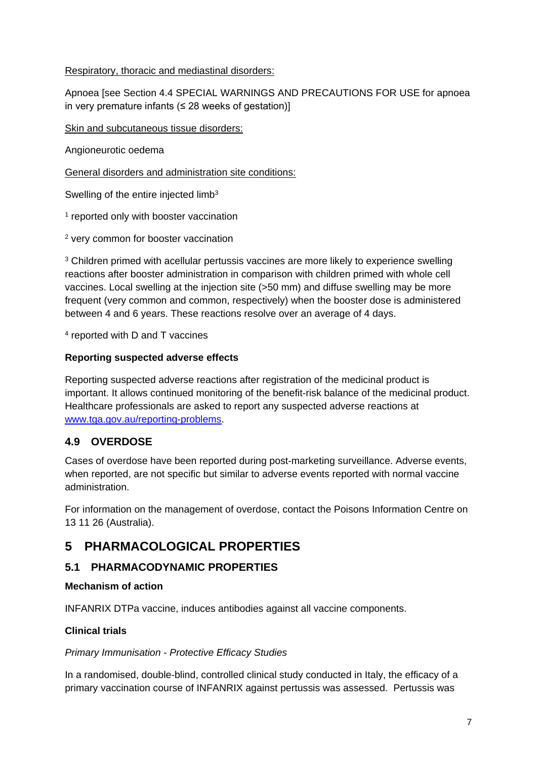Respiratory, thoracic and mediastinal disorders:

Apnoea [see Section 4.4 SPECIAL WARNINGS AND PRECAUTIONS FOR USE for apnoea in very premature infants (≤ 28 weeks of gestation)]

Skin and subcutaneous tissue disorders:

Angioneurotic oedema

General disorders and administration site conditions:

Swelling of the entire injected limb[3]

[1] reported only with booster vaccination

[2] very common for booster vaccination

[3] Children primed with acellular pertussis vaccines are more likely to experience swelling reactions after booster administration in comparison with children primed with whole cell vaccines. Local swelling at the injection site (>50 mm) and diffuse swelling may be more frequent (very common and common, respectively) when the booster dose is administered between 4 and 6 years. These reactions resolve over an average of 4 days.

[4] reported with D and T vaccines

**Reporting suspected adverse effects**

Reporting suspected adverse reactions after registration of the medicinal product is important. It allows continued monitoring of the benefit-risk balance of the medicinal product. Healthcare professionals are asked to report any suspected adverse reactions at www.tga.gov.au/reporting-problems.

## 4.9 OVERDOSE

Cases of overdose have been reported during post-marketing surveillance. Adverse events, when reported, are not specific but similar to adverse events reported with normal vaccine administration.

For information on the management of overdose, contact the Poisons Information Centre on 13 11 26 (Australia).

# 5 PHARMACOLOGICAL PROPERTIES

## 5.1 PHARMACODYNAMIC PROPERTIES

**Mechanism of action**

INFANRIX DTPa vaccine, induces antibodies against all vaccine components.

**Clinical trials**

*Primary Immunisation - Protective Efficacy Studies*

In a randomised, double-blind, controlled clinical study conducted in Italy, the efficacy of a primary vaccination course of INFANRIX against pertussis was assessed. Pertussis was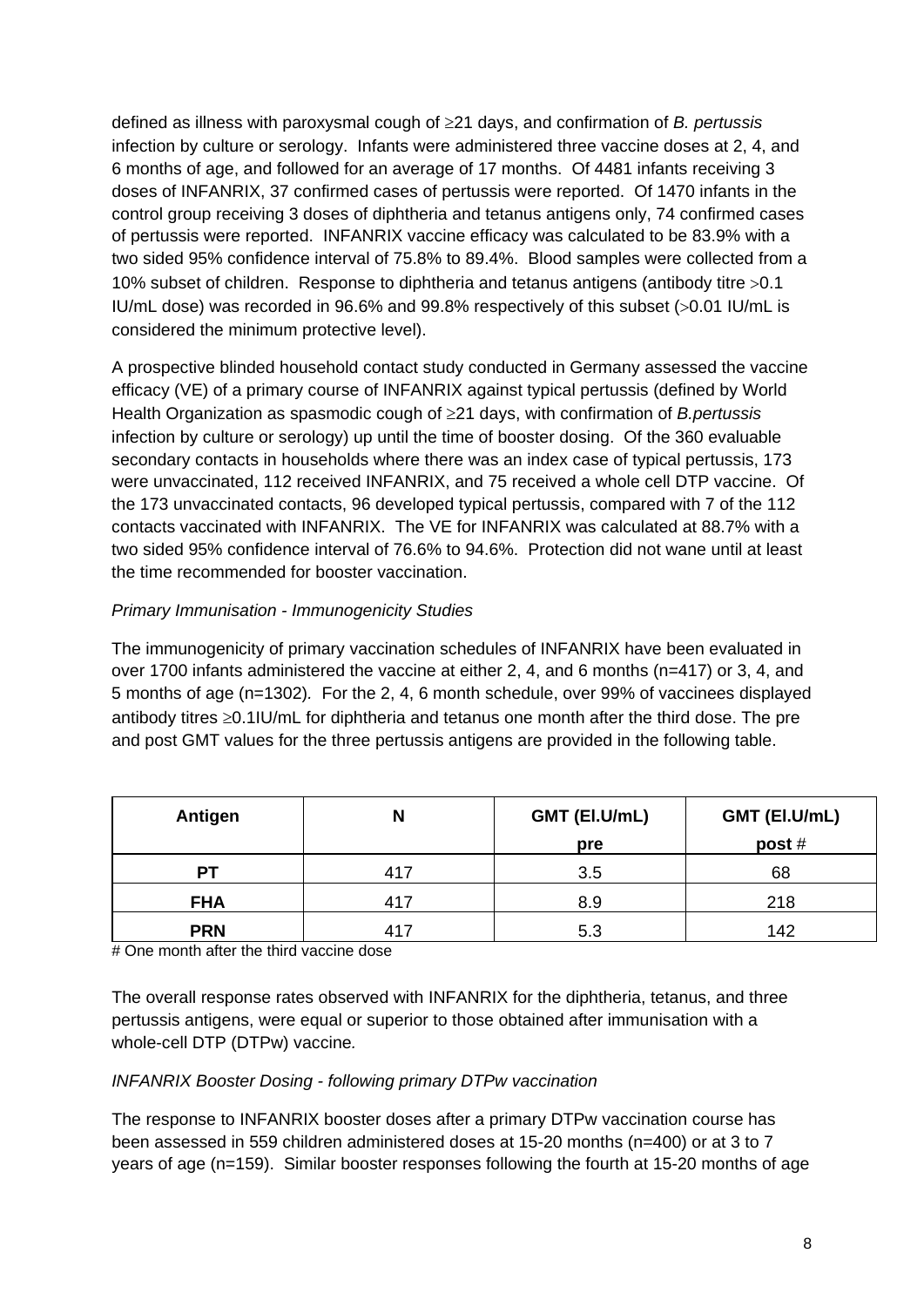defined as illness with paroxysmal cough of ≥21 days, and confirmation of *B. pertussis* infection by culture or serology. Infants were administered three vaccine doses at 2, 4, and 6 months of age, and followed for an average of 17 months. Of 4481 infants receiving 3 doses of INFANRIX, 37 confirmed cases of pertussis were reported. Of 1470 infants in the control group receiving 3 doses of diphtheria and tetanus antigens only, 74 confirmed cases of pertussis were reported. INFANRIX vaccine efficacy was calculated to be 83.9% with a two sided 95% confidence interval of 75.8% to 89.4%. Blood samples were collected from a 10% subset of children. Response to diphtheria and tetanus antigens (antibody titre >0.1 IU/mL dose) was recorded in 96.6% and 99.8% respectively of this subset (>0.01 IU/mL is considered the minimum protective level).

A prospective blinded household contact study conducted in Germany assessed the vaccine efficacy (VE) of a primary course of INFANRIX against typical pertussis (defined by World Health Organization as spasmodic cough of ≥21 days, with confirmation of *B.pertussis* infection by culture or serology) up until the time of booster dosing. Of the 360 evaluable secondary contacts in households where there was an index case of typical pertussis, 173 were unvaccinated, 112 received INFANRIX, and 75 received a whole cell DTP vaccine. Of the 173 unvaccinated contacts, 96 developed typical pertussis, compared with 7 of the 112 contacts vaccinated with INFANRIX. The VE for INFANRIX was calculated at 88.7% with a two sided 95% confidence interval of 76.6% to 94.6%. Protection did not wane until at least the time recommended for booster vaccination.

*Primary Immunisation - Immunogenicity Studies*

The immunogenicity of primary vaccination schedules of INFANRIX have been evaluated in over 1700 infants administered the vaccine at either 2, 4, and 6 months (n=417) or 3, 4, and 5 months of age (n=1302). For the 2, 4, 6 month schedule, over 99% of vaccinees displayed antibody titres ≥0.1IU/mL for diphtheria and tetanus one month after the third dose. The pre and post GMT values for the three pertussis antigens are provided in the following table.

| Antigen | N | GMT (El.U/mL) pre | GMT (El.U/mL) post # |
|---|---|---|---|
| **PT** | 417 | 3.5 | 68 |
| **FHA** | 417 | 8.9 | 218 |
| **PRN** | 417 | 5.3 | 142 |

# One month after the third vaccine dose

The overall response rates observed with INFANRIX for the diphtheria, tetanus, and three pertussis antigens, were equal or superior to those obtained after immunisation with a whole-cell DTP (DTPw) vaccine.

*INFANRIX Booster Dosing - following primary DTPw vaccination*

The response to INFANRIX booster doses after a primary DTPw vaccination course has been assessed in 559 children administered doses at 15-20 months (n=400) or at 3 to 7 years of age (n=159). Similar booster responses following the fourth at 15-20 months of age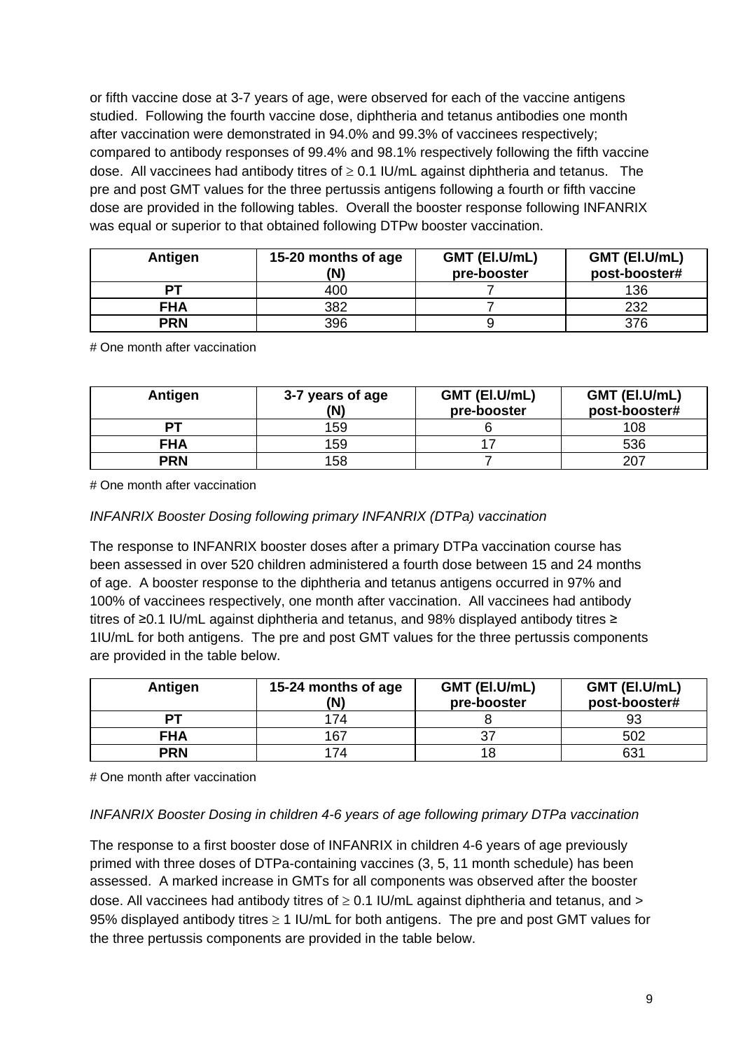or fifth vaccine dose at 3-7 years of age, were observed for each of the vaccine antigens studied. Following the fourth vaccine dose, diphtheria and tetanus antibodies one month after vaccination were demonstrated in 94.0% and 99.3% of vaccinees respectively; compared to antibody responses of 99.4% and 98.1% respectively following the fifth vaccine dose. All vaccinees had antibody titres of ≥ 0.1 IU/mL against diphtheria and tetanus. The pre and post GMT values for the three pertussis antigens following a fourth or fifth vaccine dose are provided in the following tables. Overall the booster response following INFANRIX was equal or superior to that obtained following DTPw booster vaccination.

| Antigen | 15-20 months of age (N) | GMT (El.U/mL) pre-booster | GMT (El.U/mL) post-booster# |
|---|---|---|---|
| PT | 400 | 7 | 136 |
| FHA | 382 | 7 | 232 |
| PRN | 396 | 9 | 376 |

# One month after vaccination

| Antigen | 3-7 years of age (N) | GMT (El.U/mL) pre-booster | GMT (El.U/mL) post-booster# |
|---|---|---|---|
| PT | 159 | 6 | 108 |
| FHA | 159 | 17 | 536 |
| PRN | 158 | 7 | 207 |

# One month after vaccination

*INFANRIX Booster Dosing following primary INFANRIX (DTPa) vaccination*

The response to INFANRIX booster doses after a primary DTPa vaccination course has been assessed in over 520 children administered a fourth dose between 15 and 24 months of age. A booster response to the diphtheria and tetanus antigens occurred in 97% and 100% of vaccinees respectively, one month after vaccination. All vaccinees had antibody titres of ≥0.1 IU/mL against diphtheria and tetanus, and 98% displayed antibody titres ≥ 1IU/mL for both antigens. The pre and post GMT values for the three pertussis components are provided in the table below.

| Antigen | 15-24 months of age (N) | GMT (El.U/mL) pre-booster | GMT (El.U/mL) post-booster# |
|---|---|---|---|
| PT | 174 | 8 | 93 |
| FHA | 167 | 37 | 502 |
| PRN | 174 | 18 | 631 |

# One month after vaccination

*INFANRIX Booster Dosing in children 4-6 years of age following primary DTPa vaccination*

The response to a first booster dose of INFANRIX in children 4-6 years of age previously primed with three doses of DTPa-containing vaccines (3, 5, 11 month schedule) has been assessed. A marked increase in GMTs for all components was observed after the booster dose. All vaccinees had antibody titres of ≥ 0.1 IU/mL against diphtheria and tetanus, and > 95% displayed antibody titres ≥ 1 IU/mL for both antigens. The pre and post GMT values for the three pertussis components are provided in the table below.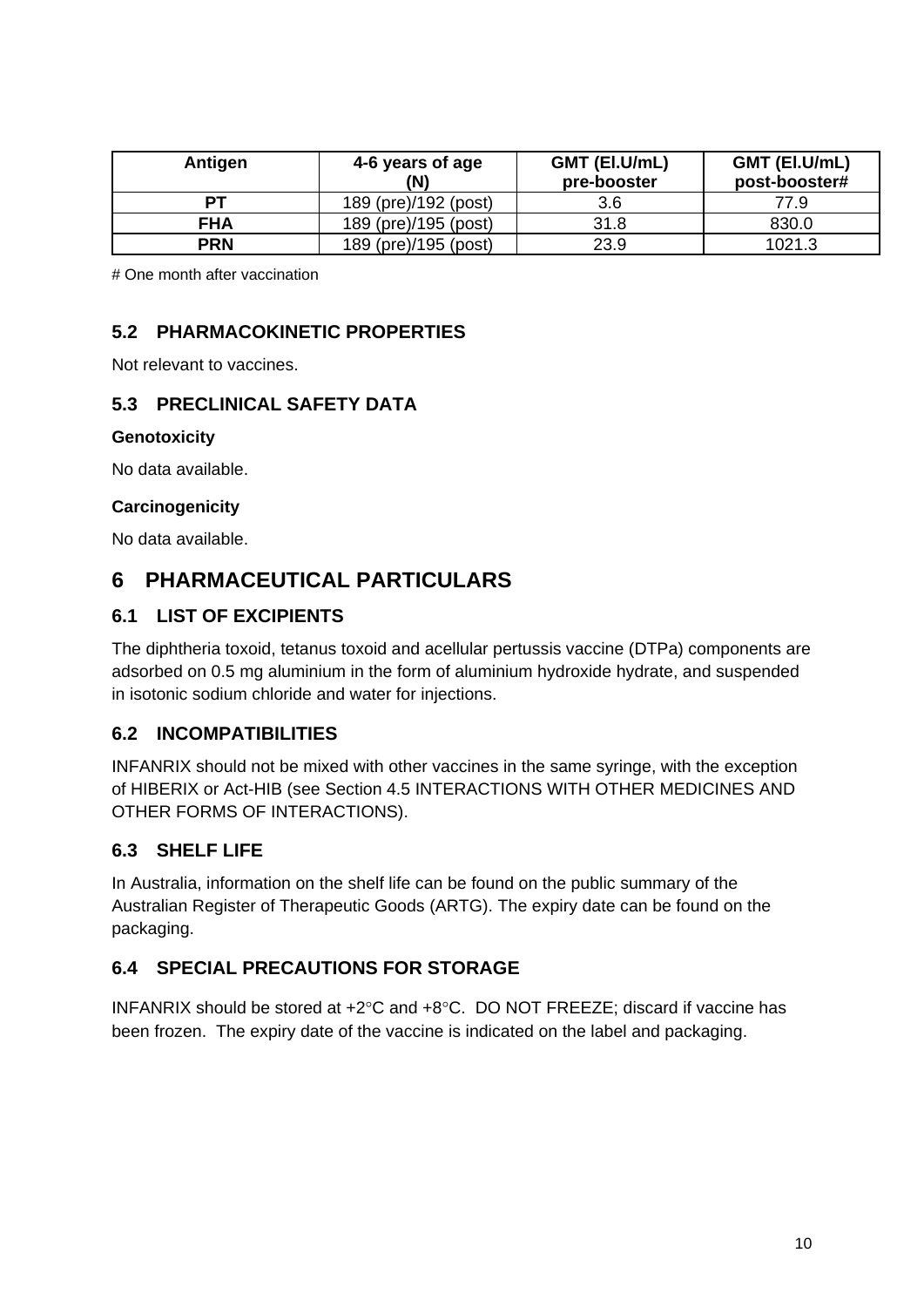| Antigen | 4-6 years of age (N) | GMT (El.U/mL) pre-booster | GMT (El.U/mL) post-booster# |
|---|---|---|---|
| **PT** | 189 (pre)/192 (post) | 3.6 | 77.9 |
| **FHA** | 189 (pre)/195 (post) | 31.8 | 830.0 |
| **PRN** | 189 (pre)/195 (post) | 23.9 | 1021.3 |

# One month after vaccination

## 5.2 PHARMACOKINETIC PROPERTIES

Not relevant to vaccines.

## 5.3 PRECLINICAL SAFETY DATA

**Genotoxicity**

No data available.

**Carcinogenicity**

No data available.

# 6 PHARMACEUTICAL PARTICULARS

## 6.1 LIST OF EXCIPIENTS

The diphtheria toxoid, tetanus toxoid and acellular pertussis vaccine (DTPa) components are adsorbed on 0.5 mg aluminium in the form of aluminium hydroxide hydrate, and suspended in isotonic sodium chloride and water for injections.

## 6.2 INCOMPATIBILITIES

INFANRIX should not be mixed with other vaccines in the same syringe, with the exception of HIBERIX or Act-HIB (see Section 4.5 INTERACTIONS WITH OTHER MEDICINES AND OTHER FORMS OF INTERACTIONS).

## 6.3 SHELF LIFE

In Australia, information on the shelf life can be found on the public summary of the Australian Register of Therapeutic Goods (ARTG). The expiry date can be found on the packaging.

## 6.4 SPECIAL PRECAUTIONS FOR STORAGE

INFANRIX should be stored at +2°C and +8°C. DO NOT FREEZE; discard if vaccine has been frozen. The expiry date of the vaccine is indicated on the label and packaging.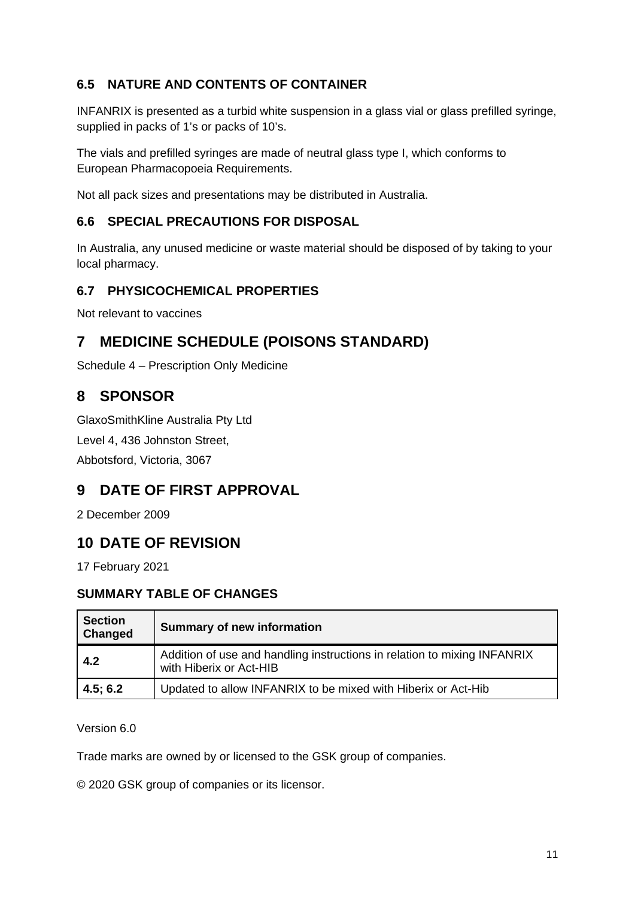### 6.5 NATURE AND CONTENTS OF CONTAINER

INFANRIX is presented as a turbid white suspension in a glass vial or glass prefilled syringe, supplied in packs of 1's or packs of 10's.

The vials and prefilled syringes are made of neutral glass type I, which conforms to European Pharmacopoeia Requirements.

Not all pack sizes and presentations may be distributed in Australia.

### 6.6 SPECIAL PRECAUTIONS FOR DISPOSAL

In Australia, any unused medicine or waste material should be disposed of by taking to your local pharmacy.

### 6.7 PHYSICOCHEMICAL PROPERTIES

Not relevant to vaccines

## 7 MEDICINE SCHEDULE (POISONS STANDARD)

Schedule 4 – Prescription Only Medicine

## 8 SPONSOR

GlaxoSmithKline Australia Pty Ltd

Level 4, 436 Johnston Street,

Abbotsford, Victoria, 3067

## 9 DATE OF FIRST APPROVAL

2 December 2009

## 10 DATE OF REVISION

17 February 2021

### SUMMARY TABLE OF CHANGES

| Section Changed | Summary of new information |
|---|---|
| 4.2 | Addition of use and handling instructions in relation to mixing INFANRIX with Hiberix or Act-HIB |
| 4.5; 6.2 | Updated to allow INFANRIX to be mixed with Hiberix or Act-Hib |

Version 6.0

Trade marks are owned by or licensed to the GSK group of companies.

© 2020 GSK group of companies or its licensor.